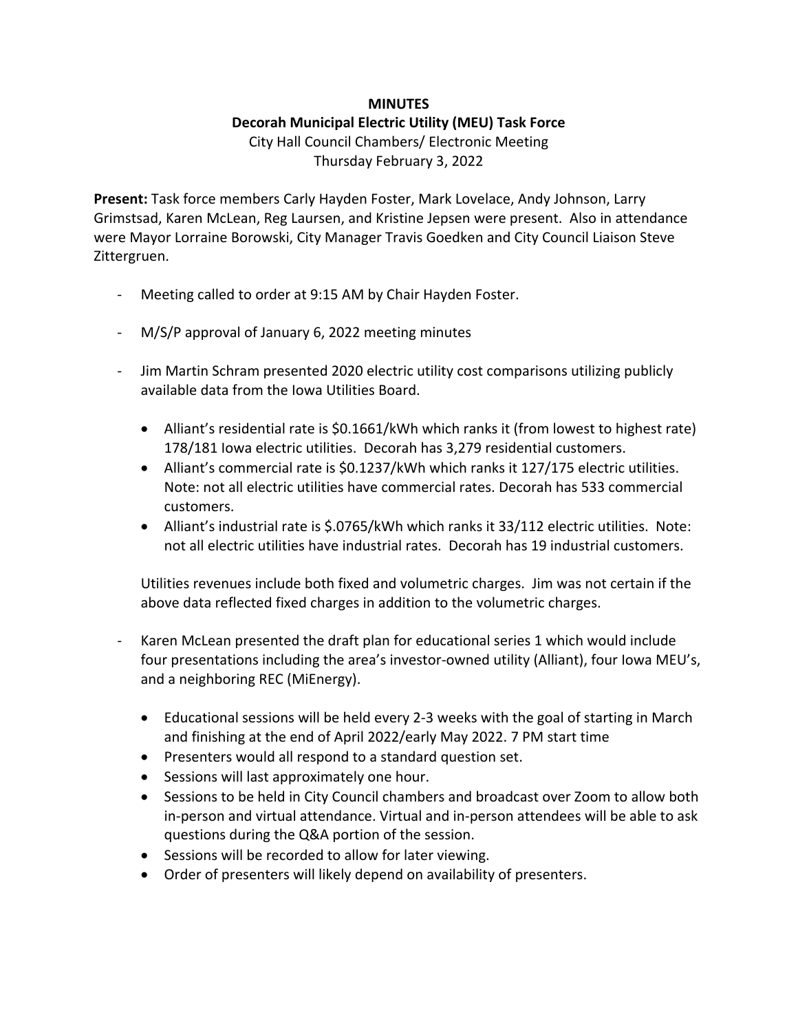**MINUTES**

**Decorah Municipal Electric Utility (MEU) Task Force**

City Hall Council Chambers/ Electronic Meeting

Thursday February 3, 2022

**Present:** Task force members Carly Hayden Foster, Mark Lovelace, Andy Johnson, Larry Grimstsad, Karen McLean, Reg Laursen, and Kristine Jepsen were present. Also in attendance were Mayor Lorraine Borowski, City Manager Travis Goedken and City Council Liaison Steve Zittergruen.

- Meeting called to order at 9:15 AM by Chair Hayden Foster.
- M/S/P approval of January 6, 2022 meeting minutes
- Jim Martin Schram presented 2020 electric utility cost comparisons utilizing publicly available data from the Iowa Utilities Board.
    - Alliant's residential rate is $0.1661/kWh which ranks it (from lowest to highest rate) 178/181 Iowa electric utilities. Decorah has 3,279 residential customers.
    - Alliant's commercial rate is $0.1237/kWh which ranks it 127/175 electric utilities. Note: not all electric utilities have commercial rates. Decorah has 533 commercial customers.
    - Alliant's industrial rate is $.0765/kWh which ranks it 33/112 electric utilities. Note: not all electric utilities have industrial rates. Decorah has 19 industrial customers.

  Utilities revenues include both fixed and volumetric charges. Jim was not certain if the above data reflected fixed charges in addition to the volumetric charges.

- Karen McLean presented the draft plan for educational series 1 which would include four presentations including the area's investor-owned utility (Alliant), four Iowa MEU's, and a neighboring REC (MiEnergy).
    - Educational sessions will be held every 2-3 weeks with the goal of starting in March and finishing at the end of April 2022/early May 2022. 7 PM start time
    - Presenters would all respond to a standard question set.
    - Sessions will last approximately one hour.
    - Sessions to be held in City Council chambers and broadcast over Zoom to allow both in-person and virtual attendance. Virtual and in-person attendees will be able to ask questions during the Q&A portion of the session.
    - Sessions will be recorded to allow for later viewing.
    - Order of presenters will likely depend on availability of presenters.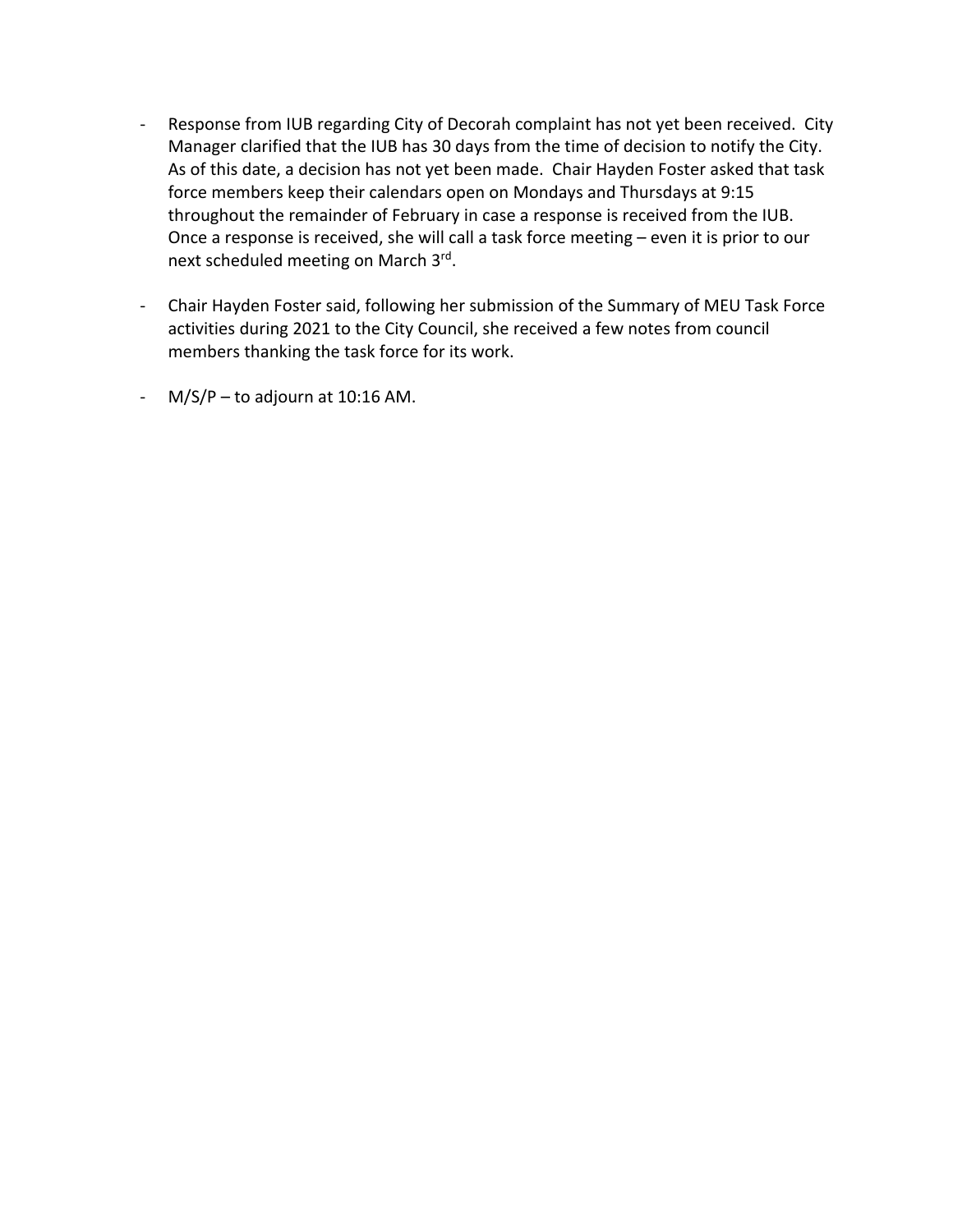- Response from IUB regarding City of Decorah complaint has not yet been received. City Manager clarified that the IUB has 30 days from the time of decision to notify the City. As of this date, a decision has not yet been made. Chair Hayden Foster asked that task force members keep their calendars open on Mondays and Thursdays at 9:15 throughout the remainder of February in case a response is received from the IUB. Once a response is received, she will call a task force meeting – even it is prior to our next scheduled meeting on March 3rd.

- Chair Hayden Foster said, following her submission of the Summary of MEU Task Force activities during 2021 to the City Council, she received a few notes from council members thanking the task force for its work.

- M/S/P – to adjourn at 10:16 AM.